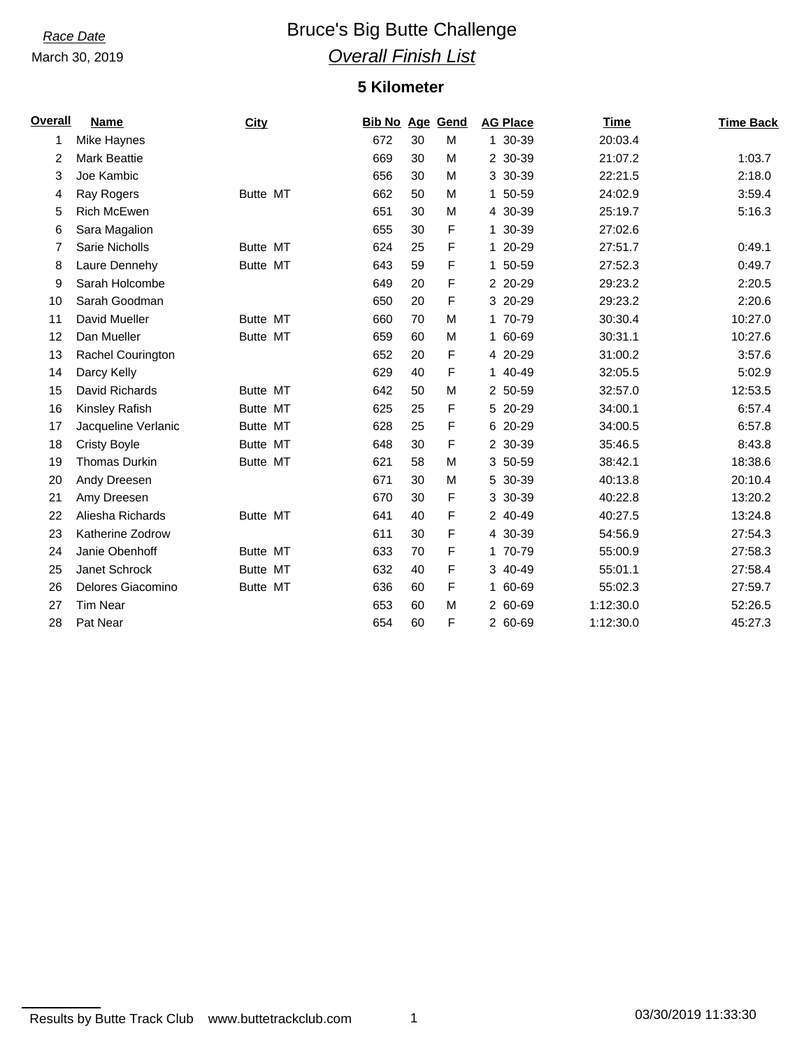*Race Date*

March 30, 2019

# Bruce's Big Butte Challenge

## *Overall Finish List*

### 5 Kilometer

| Overall | Name | City | Bib No | Age | Gend | AG Place | Time | Time Back |
|---|---|---|---|---|---|---|---|---|
| 1 | Mike Haynes | | 672 | 30 | M | 1 30-39 | 20:03.4 | |
| 2 | Mark Beattie | | 669 | 30 | M | 2 30-39 | 21:07.2 | 1:03.7 |
| 3 | Joe Kambic | | 656 | 30 | M | 3 30-39 | 22:21.5 | 2:18.0 |
| 4 | Ray Rogers | Butte MT | 662 | 50 | M | 1 50-59 | 24:02.9 | 3:59.4 |
| 5 | Rich McEwen | | 651 | 30 | M | 4 30-39 | 25:19.7 | 5:16.3 |
| 6 | Sara Magalion | | 655 | 30 | F | 1 30-39 | 27:02.6 | |
| 7 | Sarie Nicholls | Butte MT | 624 | 25 | F | 1 20-29 | 27:51.7 | 0:49.1 |
| 8 | Laure Dennehy | Butte MT | 643 | 59 | F | 1 50-59 | 27:52.3 | 0:49.7 |
| 9 | Sarah Holcombe | | 649 | 20 | F | 2 20-29 | 29:23.2 | 2:20.5 |
| 10 | Sarah Goodman | | 650 | 20 | F | 3 20-29 | 29:23.2 | 2:20.6 |
| 11 | David Mueller | Butte MT | 660 | 70 | M | 1 70-79 | 30:30.4 | 10:27.0 |
| 12 | Dan Mueller | Butte MT | 659 | 60 | M | 1 60-69 | 30:31.1 | 10:27.6 |
| 13 | Rachel Courington | | 652 | 20 | F | 4 20-29 | 31:00.2 | 3:57.6 |
| 14 | Darcy Kelly | | 629 | 40 | F | 1 40-49 | 32:05.5 | 5:02.9 |
| 15 | David Richards | Butte MT | 642 | 50 | M | 2 50-59 | 32:57.0 | 12:53.5 |
| 16 | Kinsley Rafish | Butte MT | 625 | 25 | F | 5 20-29 | 34:00.1 | 6:57.4 |
| 17 | Jacqueline Verlanic | Butte MT | 628 | 25 | F | 6 20-29 | 34:00.5 | 6:57.8 |
| 18 | Cristy Boyle | Butte MT | 648 | 30 | F | 2 30-39 | 35:46.5 | 8:43.8 |
| 19 | Thomas Durkin | Butte MT | 621 | 58 | M | 3 50-59 | 38:42.1 | 18:38.6 |
| 20 | Andy Dreesen | | 671 | 30 | M | 5 30-39 | 40:13.8 | 20:10.4 |
| 21 | Amy Dreesen | | 670 | 30 | F | 3 30-39 | 40:22.8 | 13:20.2 |
| 22 | Aliesha Richards | Butte MT | 641 | 40 | F | 2 40-49 | 40:27.5 | 13:24.8 |
| 23 | Katherine Zodrow | | 611 | 30 | F | 4 30-39 | 54:56.9 | 27:54.3 |
| 24 | Janie Obenhoff | Butte MT | 633 | 70 | F | 1 70-79 | 55:00.9 | 27:58.3 |
| 25 | Janet Schrock | Butte MT | 632 | 40 | F | 3 40-49 | 55:01.1 | 27:58.4 |
| 26 | Delores Giacomino | Butte MT | 636 | 60 | F | 1 60-69 | 55:02.3 | 27:59.7 |
| 27 | Tim Near | | 653 | 60 | M | 2 60-69 | 1:12:30.0 | 52:26.5 |
| 28 | Pat Near | | 654 | 60 | F | 2 60-69 | 1:12:30.0 | 45:27.3 |

Results by Butte Track Club www.buttetrackclub.com

03/30/2019 11:33:30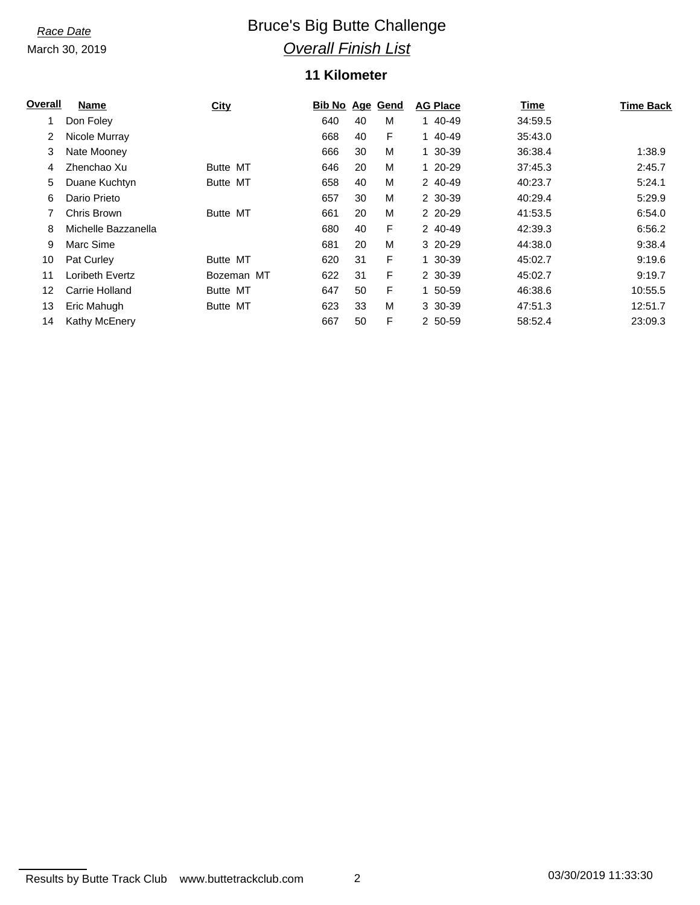*Race Date*

March 30, 2019

# Bruce's Big Butte Challenge

## *Overall Finish List*

### 11 Kilometer

| Overall | Name | City | Bib No | Age | Gend | AG Place | Time | Time Back |
|---|---|---|---|---|---|---|---|---|
| 1 | Don Foley | | 640 | 40 | M | 1 40-49 | 34:59.5 | |
| 2 | Nicole Murray | | 668 | 40 | F | 1 40-49 | 35:43.0 | |
| 3 | Nate Mooney | | 666 | 30 | M | 1 30-39 | 36:38.4 | 1:38.9 |
| 4 | Zhenchao Xu | Butte MT | 646 | 20 | M | 1 20-29 | 37:45.3 | 2:45.7 |
| 5 | Duane Kuchtyn | Butte MT | 658 | 40 | M | 2 40-49 | 40:23.7 | 5:24.1 |
| 6 | Dario Prieto | | 657 | 30 | M | 2 30-39 | 40:29.4 | 5:29.9 |
| 7 | Chris Brown | Butte MT | 661 | 20 | M | 2 20-29 | 41:53.5 | 6:54.0 |
| 8 | Michelle Bazzanella | | 680 | 40 | F | 2 40-49 | 42:39.3 | 6:56.2 |
| 9 | Marc Sime | | 681 | 20 | M | 3 20-29 | 44:38.0 | 9:38.4 |
| 10 | Pat Curley | Butte MT | 620 | 31 | F | 1 30-39 | 45:02.7 | 9:19.6 |
| 11 | Loribeth Evertz | Bozeman MT | 622 | 31 | F | 2 30-39 | 45:02.7 | 9:19.7 |
| 12 | Carrie Holland | Butte MT | 647 | 50 | F | 1 50-59 | 46:38.6 | 10:55.5 |
| 13 | Eric Mahugh | Butte MT | 623 | 33 | M | 3 30-39 | 47:51.3 | 12:51.7 |
| 14 | Kathy McEnery | | 667 | 50 | F | 2 50-59 | 58:52.4 | 23:09.3 |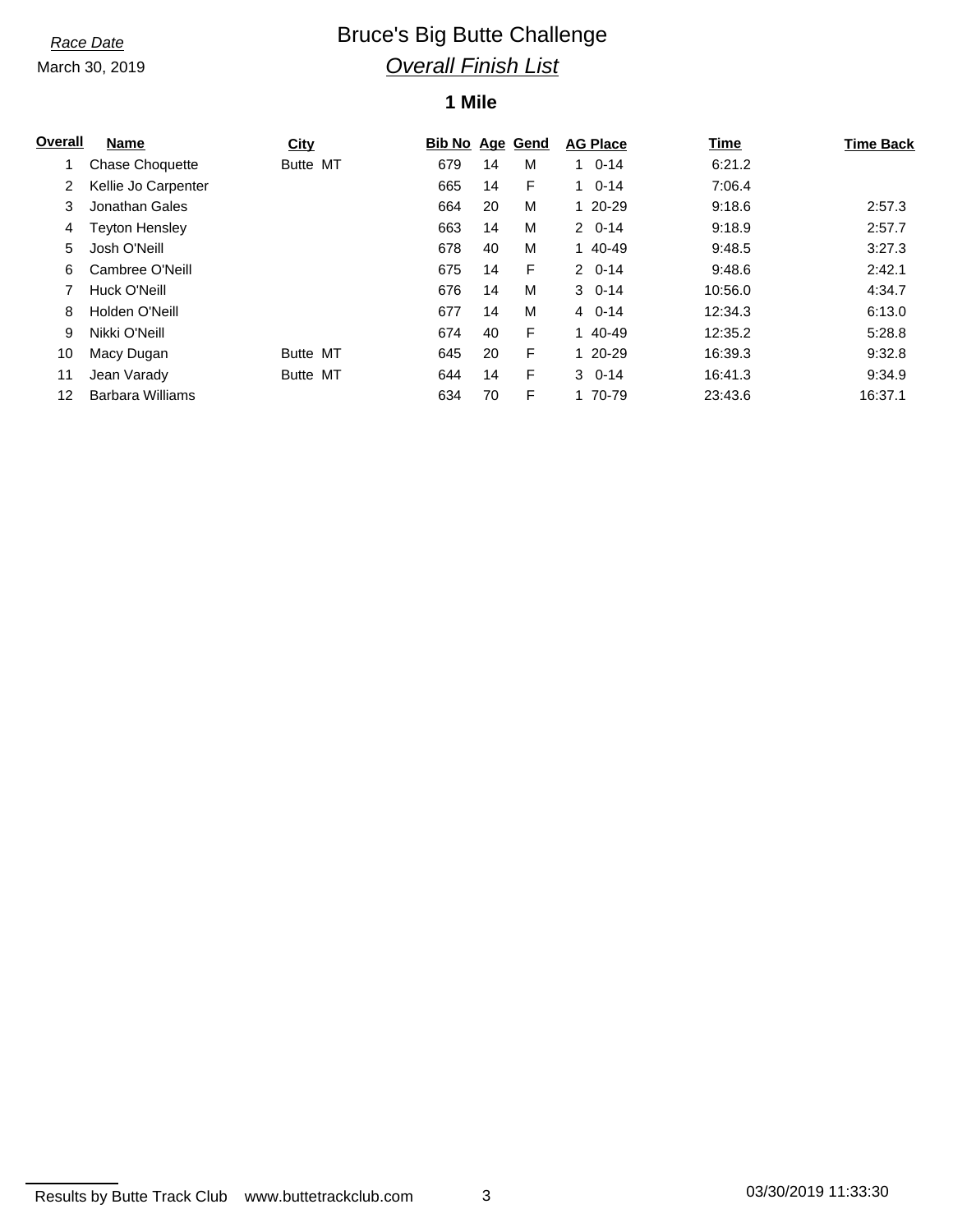*Race Date*

March 30, 2019

# Bruce's Big Butte Challenge

## *Overall Finish List*

### 1 Mile

| Overall | Name | City | Bib No | Age | Gend | AG Place | Time | Time Back |
|---|---|---|---|---|---|---|---|---|
| 1 | Chase Choquette | Butte MT | 679 | 14 | M | 1 0-14 | 6:21.2 | |
| 2 | Kellie Jo Carpenter | | 665 | 14 | F | 1 0-14 | 7:06.4 | |
| 3 | Jonathan Gales | | 664 | 20 | M | 1 20-29 | 9:18.6 | 2:57.3 |
| 4 | Teyton Hensley | | 663 | 14 | M | 2 0-14 | 9:18.9 | 2:57.7 |
| 5 | Josh O'Neill | | 678 | 40 | M | 1 40-49 | 9:48.5 | 3:27.3 |
| 6 | Cambree O'Neill | | 675 | 14 | F | 2 0-14 | 9:48.6 | 2:42.1 |
| 7 | Huck O'Neill | | 676 | 14 | M | 3 0-14 | 10:56.0 | 4:34.7 |
| 8 | Holden O'Neill | | 677 | 14 | M | 4 0-14 | 12:34.3 | 6:13.0 |
| 9 | Nikki O'Neill | | 674 | 40 | F | 1 40-49 | 12:35.2 | 5:28.8 |
| 10 | Macy Dugan | Butte MT | 645 | 20 | F | 1 20-29 | 16:39.3 | 9:32.8 |
| 11 | Jean Varady | Butte MT | 644 | 14 | F | 3 0-14 | 16:41.3 | 9:34.9 |
| 12 | Barbara Williams | | 634 | 70 | F | 1 70-79 | 23:43.6 | 16:37.1 |

Results by Butte Track Club www.buttetrackclub.com

03/30/2019 11:33:30